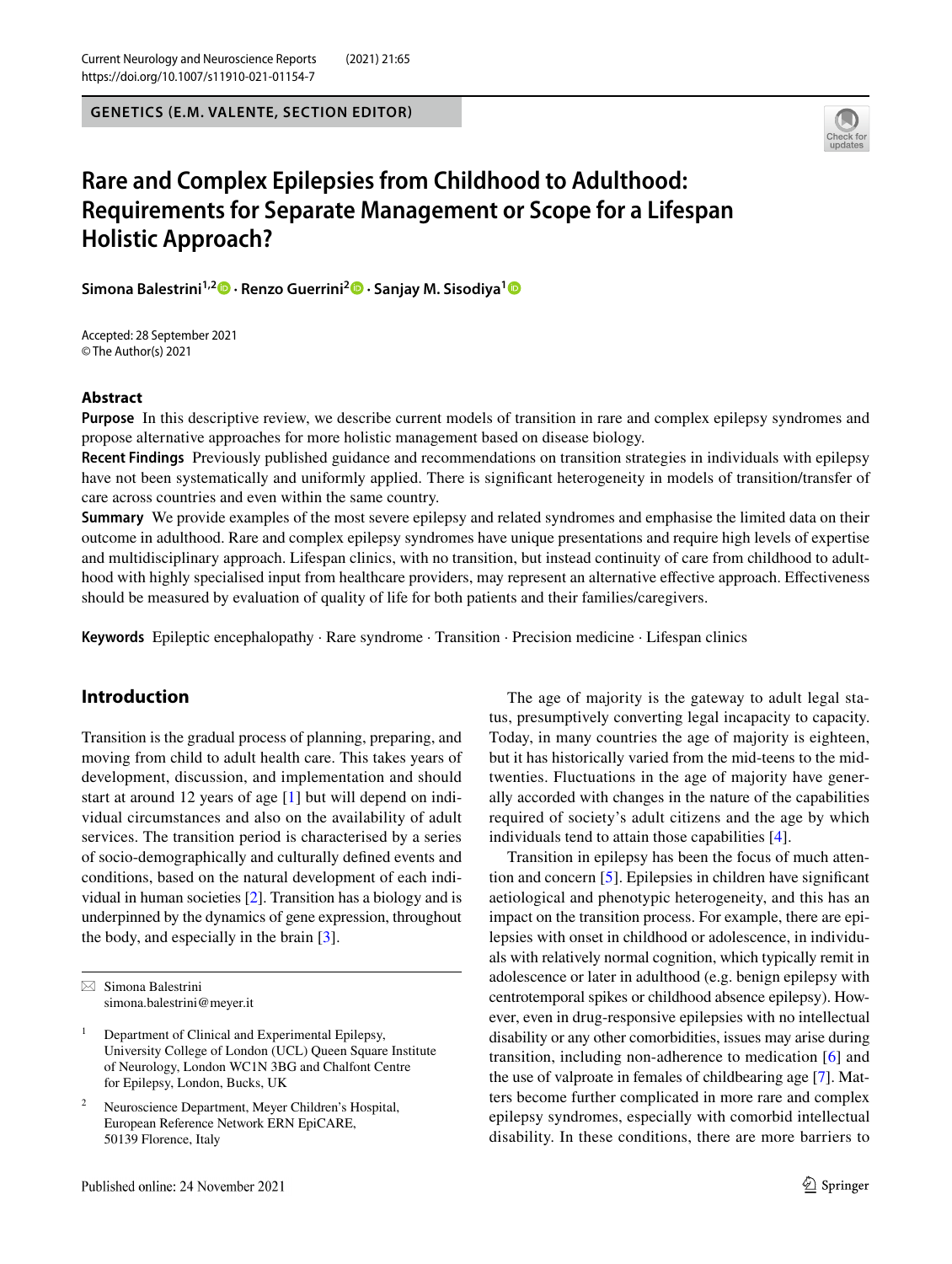GENETICS (E.M. VALENTE, SECTION EDITOR)

# Rare and Complex Epilepsies from Childhood to Adulthood: Requirements for Separate Management or Scope for a Lifespan Holistic Approach?

**Simona Balestrini[1,2] · Renzo Guerrini[2] · Sanjay M. Sisodiya[1]**

Accepted: 28 September 2021
© The Author(s) 2021

## Abstract

**Purpose** In this descriptive review, we describe current models of transition in rare and complex epilepsy syndromes and propose alternative approaches for more holistic management based on disease biology.

**Recent Findings** Previously published guidance and recommendations on transition strategies in individuals with epilepsy have not been systematically and uniformly applied. There is significant heterogeneity in models of transition/transfer of care across countries and even within the same country.

**Summary** We provide examples of the most severe epilepsy and related syndromes and emphasise the limited data on their outcome in adulthood. Rare and complex epilepsy syndromes have unique presentations and require high levels of expertise and multidisciplinary approach. Lifespan clinics, with no transition, but instead continuity of care from childhood to adulthood with highly specialised input from healthcare providers, may represent an alternative effective approach. Effectiveness should be measured by evaluation of quality of life for both patients and their families/caregivers.

**Keywords** Epileptic encephalopathy · Rare syndrome · Transition · Precision medicine · Lifespan clinics

## Introduction

Transition is the gradual process of planning, preparing, and moving from child to adult health care. This takes years of development, discussion, and implementation and should start at around 12 years of age [1] but will depend on individual circumstances and also on the availability of adult services. The transition period is characterised by a series of socio-demographically and culturally defined events and conditions, based on the natural development of each individual in human societies [2]. Transition has a biology and is underpinned by the dynamics of gene expression, throughout the body, and especially in the brain [3].

The age of majority is the gateway to adult legal status, presumptively converting legal incapacity to capacity. Today, in many countries the age of majority is eighteen, but it has historically varied from the mid-teens to the mid-twenties. Fluctuations in the age of majority have generally accorded with changes in the nature of the capabilities required of society's adult citizens and the age by which individuals tend to attain those capabilities [4].

Transition in epilepsy has been the focus of much attention and concern [5]. Epilepsies in children have significant aetiological and phenotypic heterogeneity, and this has an impact on the transition process. For example, there are epilepsies with onset in childhood or adolescence, in individuals with relatively normal cognition, which typically remit in adolescence or later in adulthood (e.g. benign epilepsy with centrotemporal spikes or childhood absence epilepsy). However, even in drug-responsive epilepsies with no intellectual disability or any other comorbidities, issues may arise during transition, including non-adherence to medication [6] and the use of valproate in females of childbearing age [7]. Matters become further complicated in more rare and complex epilepsy syndromes, especially with comorbid intellectual disability. In these conditions, there are more barriers to

✉ Simona Balestrini
simona.balestrini@meyer.it

[1] Department of Clinical and Experimental Epilepsy, University College of London (UCL) Queen Square Institute of Neurology, London WC1N 3BG and Chalfont Centre for Epilepsy, London, Bucks, UK

[2] Neuroscience Department, Meyer Children's Hospital, European Reference Network ERN EpiCARE, 50139 Florence, Italy

Published online: 24 November 2021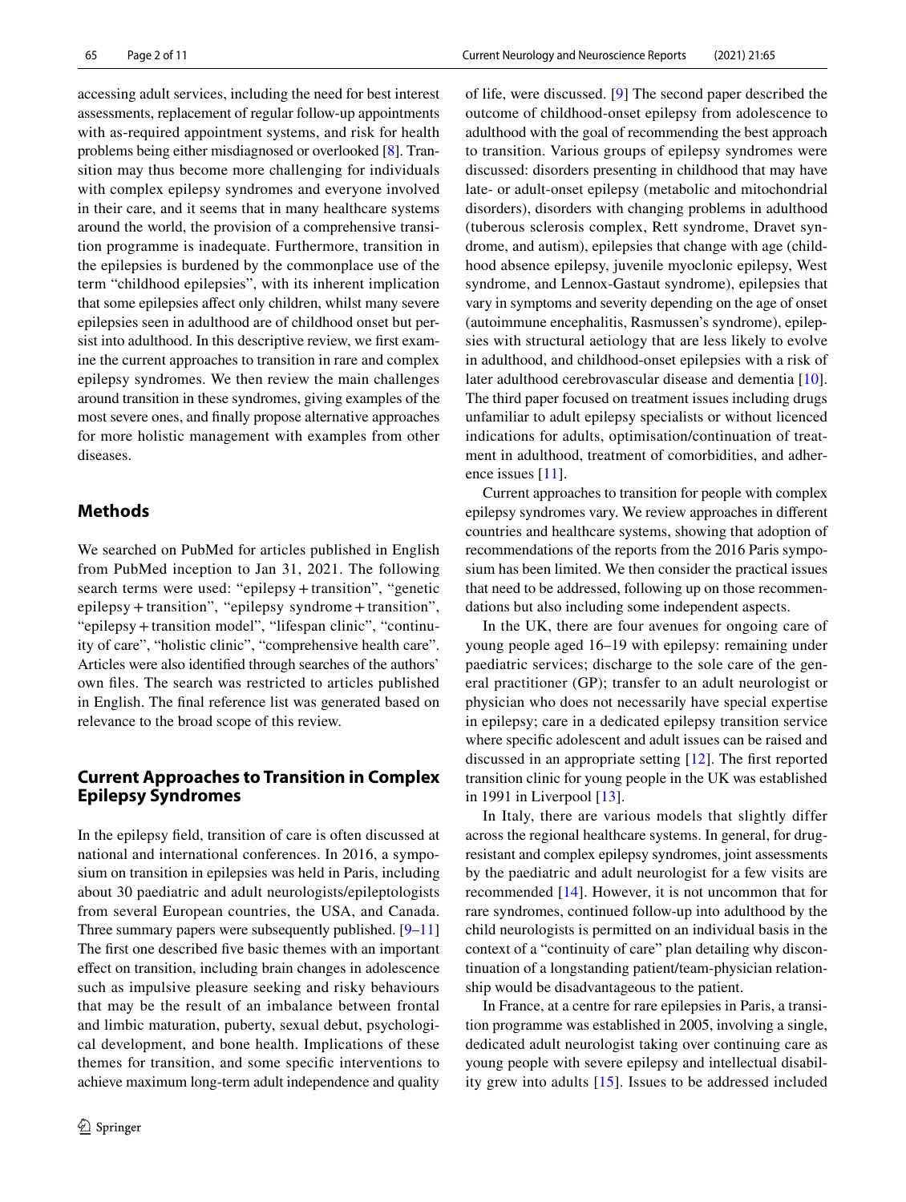accessing adult services, including the need for best interest assessments, replacement of regular follow-up appointments with as-required appointment systems, and risk for health problems being either misdiagnosed or overlooked [8]. Transition may thus become more challenging for individuals with complex epilepsy syndromes and everyone involved in their care, and it seems that in many healthcare systems around the world, the provision of a comprehensive transition programme is inadequate. Furthermore, transition in the epilepsies is burdened by the commonplace use of the term "childhood epilepsies", with its inherent implication that some epilepsies affect only children, whilst many severe epilepsies seen in adulthood are of childhood onset but persist into adulthood. In this descriptive review, we first examine the current approaches to transition in rare and complex epilepsy syndromes. We then review the main challenges around transition in these syndromes, giving examples of the most severe ones, and finally propose alternative approaches for more holistic management with examples from other diseases.

## Methods

We searched on PubMed for articles published in English from PubMed inception to Jan 31, 2021. The following search terms were used: "epilepsy + transition", "genetic epilepsy + transition", "epilepsy syndrome + transition", "epilepsy + transition model", "lifespan clinic", "continuity of care", "holistic clinic", "comprehensive health care". Articles were also identified through searches of the authors' own files. The search was restricted to articles published in English. The final reference list was generated based on relevance to the broad scope of this review.

## Current Approaches to Transition in Complex Epilepsy Syndromes

In the epilepsy field, transition of care is often discussed at national and international conferences. In 2016, a symposium on transition in epilepsies was held in Paris, including about 30 paediatric and adult neurologists/epileptologists from several European countries, the USA, and Canada. Three summary papers were subsequently published. [9–11] The first one described five basic themes with an important effect on transition, including brain changes in adolescence such as impulsive pleasure seeking and risky behaviours that may be the result of an imbalance between frontal and limbic maturation, puberty, sexual debut, psychological development, and bone health. Implications of these themes for transition, and some specific interventions to achieve maximum long-term adult independence and quality of life, were discussed. [9] The second paper described the outcome of childhood-onset epilepsy from adolescence to adulthood with the goal of recommending the best approach to transition. Various groups of epilepsy syndromes were discussed: disorders presenting in childhood that may have late- or adult-onset epilepsy (metabolic and mitochondrial disorders), disorders with changing problems in adulthood (tuberous sclerosis complex, Rett syndrome, Dravet syndrome, and autism), epilepsies that change with age (childhood absence epilepsy, juvenile myoclonic epilepsy, West syndrome, and Lennox-Gastaut syndrome), epilepsies that vary in symptoms and severity depending on the age of onset (autoimmune encephalitis, Rasmussen's syndrome), epilepsies with structural aetiology that are less likely to evolve in adulthood, and childhood-onset epilepsies with a risk of later adulthood cerebrovascular disease and dementia [10]. The third paper focused on treatment issues including drugs unfamiliar to adult epilepsy specialists or without licenced indications for adults, optimisation/continuation of treatment in adulthood, treatment of comorbidities, and adherence issues [11].

Current approaches to transition for people with complex epilepsy syndromes vary. We review approaches in different countries and healthcare systems, showing that adoption of recommendations of the reports from the 2016 Paris symposium has been limited. We then consider the practical issues that need to be addressed, following up on those recommendations but also including some independent aspects.

In the UK, there are four avenues for ongoing care of young people aged 16–19 with epilepsy: remaining under paediatric services; discharge to the sole care of the general practitioner (GP); transfer to an adult neurologist or physician who does not necessarily have special expertise in epilepsy; care in a dedicated epilepsy transition service where specific adolescent and adult issues can be raised and discussed in an appropriate setting [12]. The first reported transition clinic for young people in the UK was established in 1991 in Liverpool [13].

In Italy, there are various models that slightly differ across the regional healthcare systems. In general, for drug-resistant and complex epilepsy syndromes, joint assessments by the paediatric and adult neurologist for a few visits are recommended [14]. However, it is not uncommon that for rare syndromes, continued follow-up into adulthood by the child neurologists is permitted on an individual basis in the context of a "continuity of care" plan detailing why discontinuation of a longstanding patient/team-physician relationship would be disadvantageous to the patient.

In France, at a centre for rare epilepsies in Paris, a transition programme was established in 2005, involving a single, dedicated adult neurologist taking over continuing care as young people with severe epilepsy and intellectual disability grew into adults [15]. Issues to be addressed included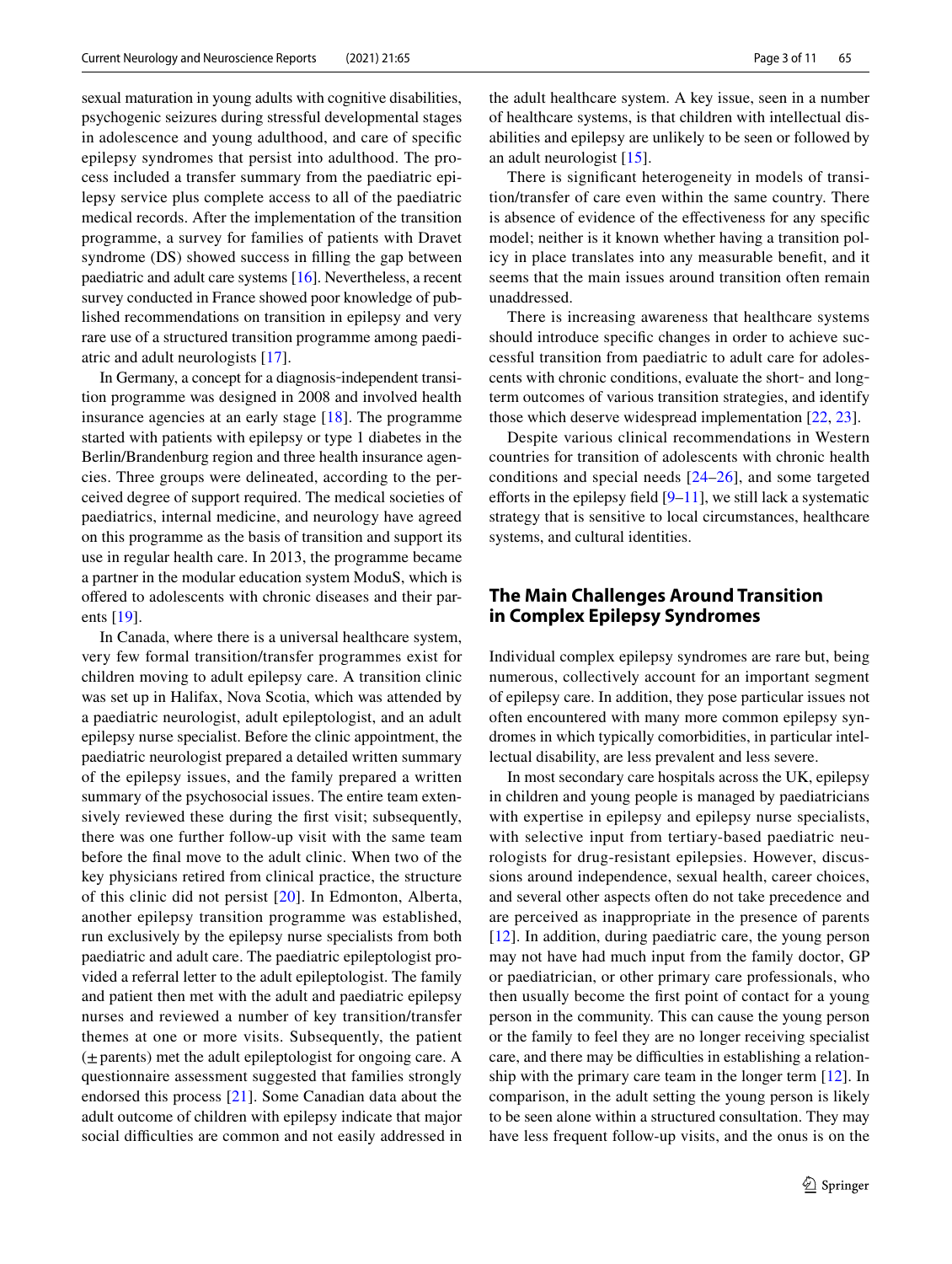sexual maturation in young adults with cognitive disabilities, psychogenic seizures during stressful developmental stages in adolescence and young adulthood, and care of specific epilepsy syndromes that persist into adulthood. The process included a transfer summary from the paediatric epilepsy service plus complete access to all of the paediatric medical records. After the implementation of the transition programme, a survey for families of patients with Dravet syndrome (DS) showed success in filling the gap between paediatric and adult care systems [16]. Nevertheless, a recent survey conducted in France showed poor knowledge of published recommendations on transition in epilepsy and very rare use of a structured transition programme among paediatric and adult neurologists [17].

In Germany, a concept for a diagnosis-independent transition programme was designed in 2008 and involved health insurance agencies at an early stage [18]. The programme started with patients with epilepsy or type 1 diabetes in the Berlin/Brandenburg region and three health insurance agencies. Three groups were delineated, according to the perceived degree of support required. The medical societies of paediatrics, internal medicine, and neurology have agreed on this programme as the basis of transition and support its use in regular health care. In 2013, the programme became a partner in the modular education system ModuS, which is offered to adolescents with chronic diseases and their parents [19].

In Canada, where there is a universal healthcare system, very few formal transition/transfer programmes exist for children moving to adult epilepsy care. A transition clinic was set up in Halifax, Nova Scotia, which was attended by a paediatric neurologist, adult epileptologist, and an adult epilepsy nurse specialist. Before the clinic appointment, the paediatric neurologist prepared a detailed written summary of the epilepsy issues, and the family prepared a written summary of the psychosocial issues. The entire team extensively reviewed these during the first visit; subsequently, there was one further follow-up visit with the same team before the final move to the adult clinic. When two of the key physicians retired from clinical practice, the structure of this clinic did not persist [20]. In Edmonton, Alberta, another epilepsy transition programme was established, run exclusively by the epilepsy nurse specialists from both paediatric and adult care. The paediatric epileptologist provided a referral letter to the adult epileptologist. The family and patient then met with the adult and paediatric epilepsy nurses and reviewed a number of key transition/transfer themes at one or more visits. Subsequently, the patient (± parents) met the adult epileptologist for ongoing care. A questionnaire assessment suggested that families strongly endorsed this process [21]. Some Canadian data about the adult outcome of children with epilepsy indicate that major social difficulties are common and not easily addressed in the adult healthcare system. A key issue, seen in a number of healthcare systems, is that children with intellectual disabilities and epilepsy are unlikely to be seen or followed by an adult neurologist [15].

There is significant heterogeneity in models of transition/transfer of care even within the same country. There is absence of evidence of the effectiveness for any specific model; neither is it known whether having a transition policy in place translates into any measurable benefit, and it seems that the main issues around transition often remain unaddressed.

There is increasing awareness that healthcare systems should introduce specific changes in order to achieve successful transition from paediatric to adult care for adolescents with chronic conditions, evaluate the short- and long-term outcomes of various transition strategies, and identify those which deserve widespread implementation [22, 23].

Despite various clinical recommendations in Western countries for transition of adolescents with chronic health conditions and special needs [24–26], and some targeted efforts in the epilepsy field [9–11], we still lack a systematic strategy that is sensitive to local circumstances, healthcare systems, and cultural identities.

## The Main Challenges Around Transition in Complex Epilepsy Syndromes

Individual complex epilepsy syndromes are rare but, being numerous, collectively account for an important segment of epilepsy care. In addition, they pose particular issues not often encountered with many more common epilepsy syndromes in which typically comorbidities, in particular intellectual disability, are less prevalent and less severe.

In most secondary care hospitals across the UK, epilepsy in children and young people is managed by paediatricians with expertise in epilepsy and epilepsy nurse specialists, with selective input from tertiary-based paediatric neurologists for drug-resistant epilepsies. However, discussions around independence, sexual health, career choices, and several other aspects often do not take precedence and are perceived as inappropriate in the presence of parents [12]. In addition, during paediatric care, the young person may not have had much input from the family doctor, GP or paediatrician, or other primary care professionals, who then usually become the first point of contact for a young person in the community. This can cause the young person or the family to feel they are no longer receiving specialist care, and there may be difficulties in establishing a relationship with the primary care team in the longer term [12]. In comparison, in the adult setting the young person is likely to be seen alone within a structured consultation. They may have less frequent follow-up visits, and the onus is on the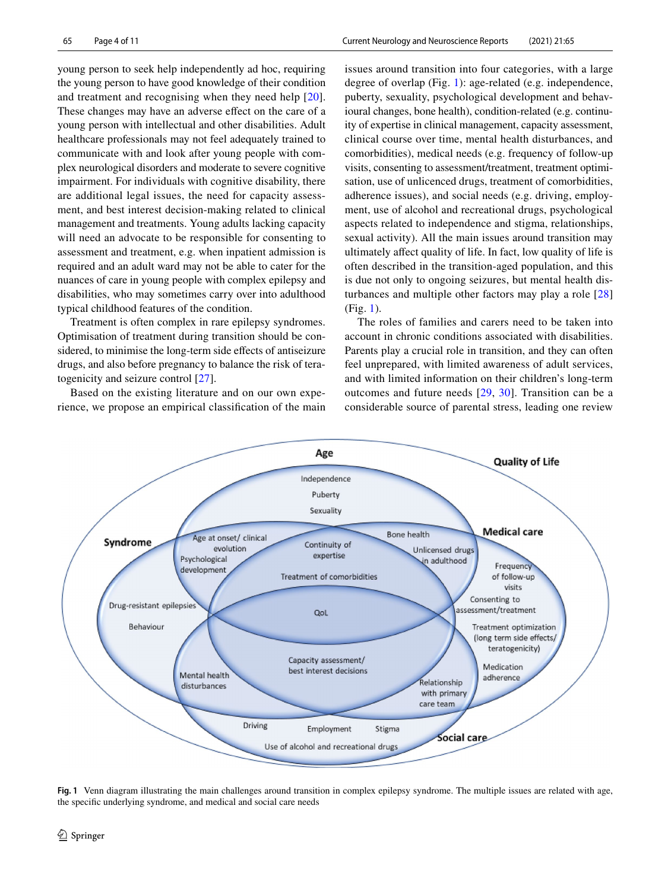young person to seek help independently ad hoc, requiring the young person to have good knowledge of their condition and treatment and recognising when they need help [20]. These changes may have an adverse effect on the care of a young person with intellectual and other disabilities. Adult healthcare professionals may not feel adequately trained to communicate with and look after young people with complex neurological disorders and moderate to severe cognitive impairment. For individuals with cognitive disability, there are additional legal issues, the need for capacity assessment, and best interest decision-making related to clinical management and treatments. Young adults lacking capacity will need an advocate to be responsible for consenting to assessment and treatment, e.g. when inpatient admission is required and an adult ward may not be able to cater for the nuances of care in young people with complex epilepsy and disabilities, who may sometimes carry over into adulthood typical childhood features of the condition.

Treatment is often complex in rare epilepsy syndromes. Optimisation of treatment during transition should be considered, to minimise the long-term side effects of antiseizure drugs, and also before pregnancy to balance the risk of teratogenicity and seizure control [27].

Based on the existing literature and on our own experience, we propose an empirical classification of the main issues around transition into four categories, with a large degree of overlap (Fig. 1): age-related (e.g. independence, puberty, sexuality, psychological development and behavioural changes, bone health), condition-related (e.g. continuity of expertise in clinical management, capacity assessment, clinical course over time, mental health disturbances, and comorbidities), medical needs (e.g. frequency of follow-up visits, consenting to assessment/treatment, treatment optimisation, use of unlicenced drugs, treatment of comorbidities, adherence issues), and social needs (e.g. driving, employment, use of alcohol and recreational drugs, psychological aspects related to independence and stigma, relationships, sexual activity). All the main issues around transition may ultimately affect quality of life. In fact, low quality of life is often described in the transition-aged population, and this is due not only to ongoing seizures, but mental health disturbances and multiple other factors may play a role [28] (Fig. 1).

The roles of families and carers need to be taken into account in chronic conditions associated with disabilities. Parents play a crucial role in transition, and they can often feel unprepared, with limited awareness of adult services, and with limited information on their children's long-term outcomes and future needs [29, 30]. Transition can be a considerable source of parental stress, leading one review

Quality of Life
Age
Independence
Puberty
Sexuality
Syndrome
Age at onset/ clinical evolution
Psychological development
Continuity of expertise
Treatment of comorbidities
Bone health
Unlicensed drugs in adulthood
Medical care
Frequency of follow-up visits
Consenting to assessment/treatment
Drug-resistant epilepsies
Behaviour
QoL
Treatment optimization (long term side effects/ teratogenicity)
Capacity assessment/ best interest decisions
Mental health disturbances
Relationship with primary care team
Medication adherence
Driving
Employment
Stigma
Use of alcohol and recreational drugs
Social care

**Fig. 1** Venn diagram illustrating the main challenges around transition in complex epilepsy syndrome. The multiple issues are related with age, the specific underlying syndrome, and medical and social care needs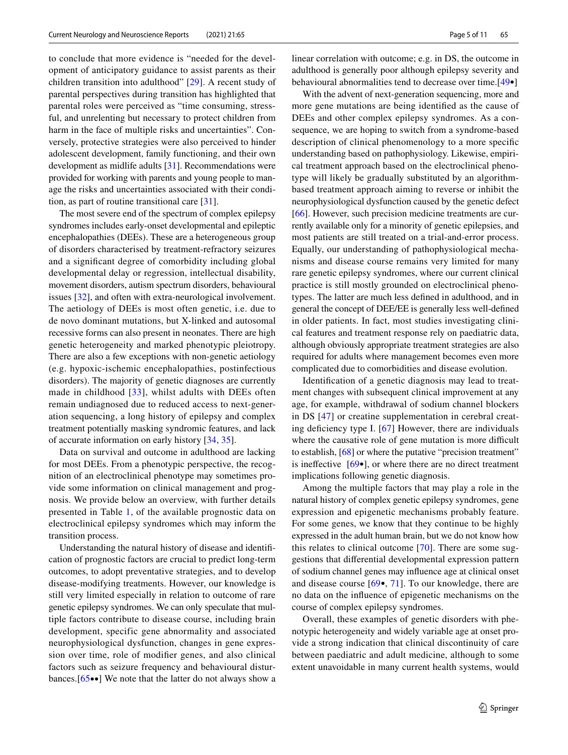to conclude that more evidence is "needed for the development of anticipatory guidance to assist parents as their children transition into adulthood" [29]. A recent study of parental perspectives during transition has highlighted that parental roles were perceived as "time consuming, stressful, and unrelenting but necessary to protect children from harm in the face of multiple risks and uncertainties". Conversely, protective strategies were also perceived to hinder adolescent development, family functioning, and their own development as midlife adults [31]. Recommendations were provided for working with parents and young people to manage the risks and uncertainties associated with their condition, as part of routine transitional care [31].

The most severe end of the spectrum of complex epilepsy syndromes includes early-onset developmental and epileptic encephalopathies (DEEs). These are a heterogeneous group of disorders characterised by treatment-refractory seizures and a significant degree of comorbidity including global developmental delay or regression, intellectual disability, movement disorders, autism spectrum disorders, behavioural issues [32], and often with extra-neurological involvement. The aetiology of DEEs is most often genetic, i.e. due to de novo dominant mutations, but X-linked and autosomal recessive forms can also present in neonates. There are high genetic heterogeneity and marked phenotypic pleiotropy. There are also a few exceptions with non-genetic aetiology (e.g. hypoxic-ischemic encephalopathies, postinfectious disorders). The majority of genetic diagnoses are currently made in childhood [33], whilst adults with DEEs often remain undiagnosed due to reduced access to next-generation sequencing, a long history of epilepsy and complex treatment potentially masking syndromic features, and lack of accurate information on early history [34, 35].

Data on survival and outcome in adulthood are lacking for most DEEs. From a phenotypic perspective, the recognition of an electroclinical phenotype may sometimes provide some information on clinical management and prognosis. We provide below an overview, with further details presented in Table 1, of the available prognostic data on electroclinical epilepsy syndromes which may inform the transition process.

Understanding the natural history of disease and identification of prognostic factors are crucial to predict long-term outcomes, to adopt preventative strategies, and to develop disease-modifying treatments. However, our knowledge is still very limited especially in relation to outcome of rare genetic epilepsy syndromes. We can only speculate that multiple factors contribute to disease course, including brain development, specific gene abnormality and associated neurophysiological dysfunction, changes in gene expression over time, role of modifier genes, and also clinical factors such as seizure frequency and behavioural disturbances.[65••] We note that the latter do not always show a linear correlation with outcome; e.g. in DS, the outcome in adulthood is generally poor although epilepsy severity and behavioural abnormalities tend to decrease over time.[49•]

With the advent of next-generation sequencing, more and more gene mutations are being identified as the cause of DEEs and other complex epilepsy syndromes. As a consequence, we are hoping to switch from a syndrome-based description of clinical phenomenology to a more specific understanding based on pathophysiology. Likewise, empirical treatment approach based on the electroclinical phenotype will likely be gradually substituted by an algorithm-based treatment approach aiming to reverse or inhibit the neurophysiological dysfunction caused by the genetic defect [66]. However, such precision medicine treatments are currently available only for a minority of genetic epilepsies, and most patients are still treated on a trial-and-error process. Equally, our understanding of pathophysiological mechanisms and disease course remains very limited for many rare genetic epilepsy syndromes, where our current clinical practice is still mostly grounded on electroclinical phenotypes. The latter are much less defined in adulthood, and in general the concept of DEE/EE is generally less well-defined in older patients. In fact, most studies investigating clinical features and treatment response rely on paediatric data, although obviously appropriate treatment strategies are also required for adults where management becomes even more complicated due to comorbidities and disease evolution.

Identification of a genetic diagnosis may lead to treatment changes with subsequent clinical improvement at any age, for example, withdrawal of sodium channel blockers in DS [47] or creatine supplementation in cerebral creating deficiency type I. [67] However, there are individuals where the causative role of gene mutation is more difficult to establish, [68] or where the putative "precision treatment" is ineffective [69•], or where there are no direct treatment implications following genetic diagnosis.

Among the multiple factors that may play a role in the natural history of complex genetic epilepsy syndromes, gene expression and epigenetic mechanisms probably feature. For some genes, we know that they continue to be highly expressed in the adult human brain, but we do not know how this relates to clinical outcome [70]. There are some suggestions that differential developmental expression pattern of sodium channel genes may influence age at clinical onset and disease course [69•, 71]. To our knowledge, there are no data on the influence of epigenetic mechanisms on the course of complex epilepsy syndromes.

Overall, these examples of genetic disorders with phenotypic heterogeneity and widely variable age at onset provide a strong indication that clinical discontinuity of care between paediatric and adult medicine, although to some extent unavoidable in many current health systems, would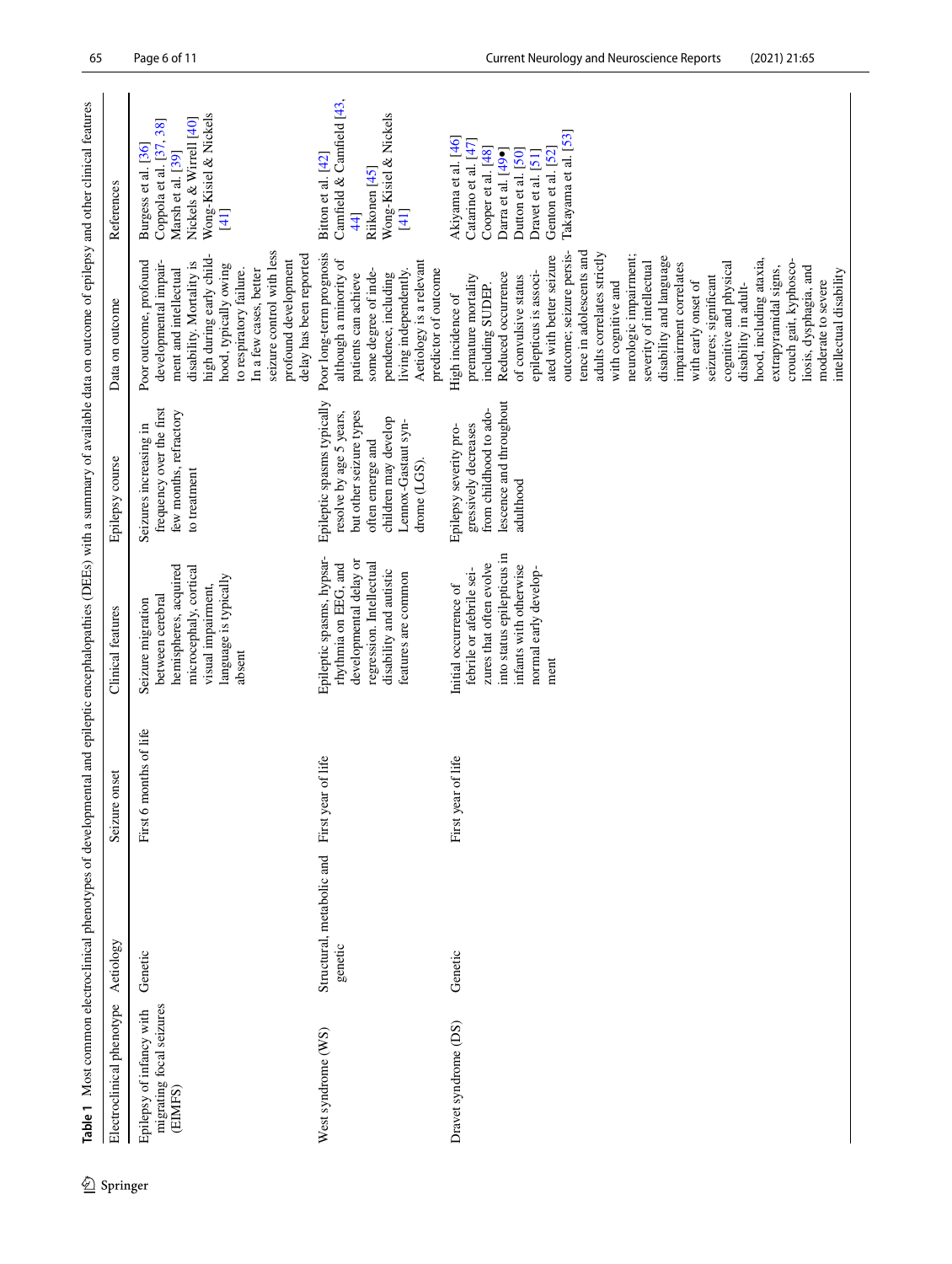**Table 1** Most common electroclinical phenotypes of developmental and epileptic encephalopathies (DEEs) with a summary of available data on outcome of epilepsy and other clinical features

| Electroclinical phenotype | Aetiology | Seizure onset | Clinical features | Epilepsy course | Data on outcome | References |
|---|---|---|---|---|---|---|
| Epilepsy of infancy with migrating focal seizures (EIMFS) | Genetic | First 6 months of life | Seizure migration between cerebral hemispheres, acquired microcephaly, cortical visual impairment, language is typically absent | Seizures increasing in frequency over the first few months, refractory to treatment | Poor outcome, profound developmental impairment and intellectual disability. Mortality is high during early childhood, typically owing to respiratory failure. In a few cases, better seizure control with less profound development delay has been reported | Burgess et al. [36] Coppola et al. [37, 38] Marsh et al. [39] Nickels & Wirrell [40] Wong-Kisiel & Nickels [41] |
| West syndrome (WS) | Structural, metabolic and genetic | First year of life | Epileptic spasms, hypsarrhythmia on EEG, and developmental delay or regression. Intellectual disability and autistic features are common | Epileptic spasms typically resolve by age 5 years, but other seizure types often emerge and children may develop Lennox-Gastaut syndrome (LGS). | Poor long-term prognosis although a minority of patients can achieve some degree of independence, including living independently. Aetiology is a relevant predictor of outcome | Bitton et al. [42] Camfield & Camfield [43, 44] Riikonen [45] Wong-Kisiel & Nickels [41] |
| Dravet syndrome (DS) | Genetic | First year of life | Initial occurrence of febrile or afebrile seizures that often evolve into status epilepticus in infants with otherwise normal early development | Epilepsy severity progressively decreases from childhood to adolescence and throughout adulthood | High incidence of premature mortality including SUDEP. Reduced occurrence of convulsive status epilepticus is associated with better seizure outcome; seizure persistence in adolescents and adults correlates strictly with cognitive and neurologic impairment; severity of intellectual disability and language impairment correlates with early onset of seizures; significant cognitive and physical disability in adulthood, including ataxia, extrapyramidal signs, crouch gait, kyphoscoliosis, dysphagia, and moderate to severe intellectual disability | Akiyama et al. [46] Catarino et al. [47] Cooper et al. [48] Darra et al. [49•] Dutton et al. [50] Dravet et al. [51] Genton et al. [52] Takayama et al. [53] |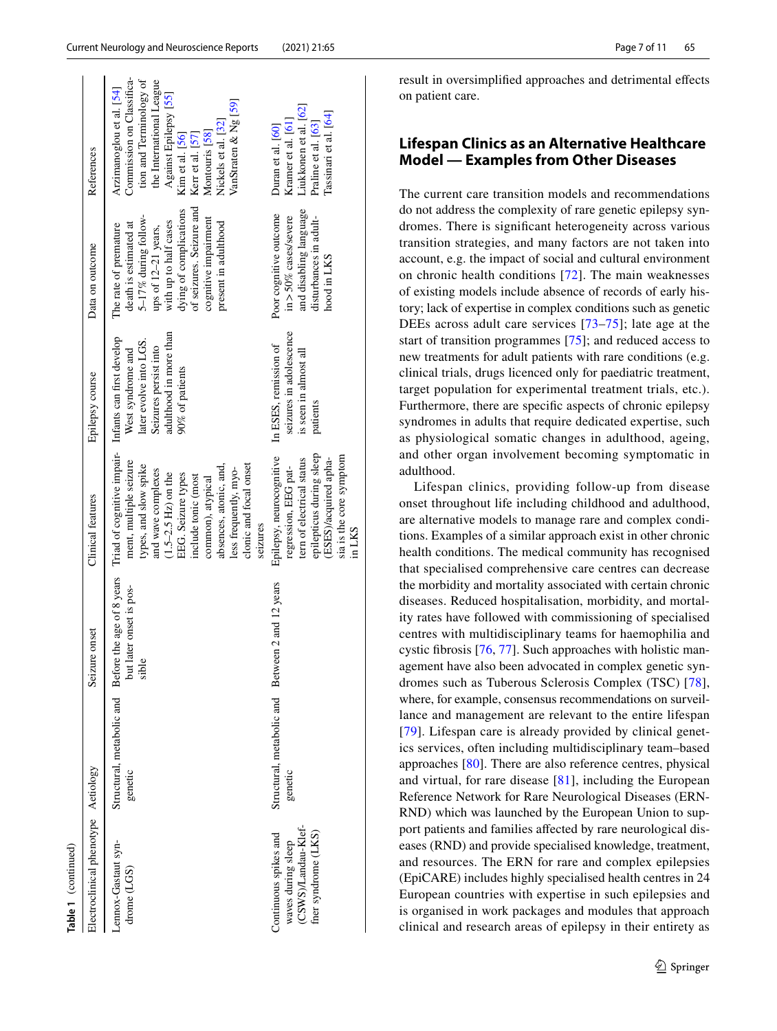**Table 1** (continued)

| Electroclinical phenotype | Aetiology | Seizure onset | Clinical features | Epilepsy course | Data on outcome | References |
|---|---|---|---|---|---|---|
| Lennox-Gastaut syndrome (LGS) | Structural, metabolic and genetic | Before the age of 8 years but later onset is possible | Triad of cognitive impairment, multiple seizure types, and slow spike and wave complexes (1.5–2.5 Hz) on the EEG. Seizure types include tonic (most common), atypical absences, atonic, and, less frequently, myoclonic and focal onset seizures | Infants can first develop West syndrome and later evolve into LGS. Seizures persist into adulthood in more than 90% of patients | The rate of premature death is estimated at 5–17% during follow-ups of 12–21 years, with up to half cases dying of complications of seizures. Seizure and cognitive impairment present in adulthood | Arzimanoglou et al. [54] Commission on Classification and Terminology of the International League Against Epilepsy [55] Kim et al. [56] Kerr et al. [57] Montouris [58] Nickels et al. [32] VanStraten & Ng [59] |
| Continuous spikes and waves during sleep (CSWS)/Landau-Kleffner syndrome (LKS) | Structural, metabolic and genetic | Between 2 and 12 years | Epilepsy, neurocognitive regression, EEG pattern of electrical status epilepticus during sleep (ESES)/acquired aphasia is the core symptom in LKS | In ESES, remission of seizures in adolescence is seen in almost all patients | Poor cognitive outcome in > 50% cases/severe and disabling language disturbances in adulthood in LKS | Duran et al. [60] Kramer et al. [61] Liukkonen et al. [62] Praline et al. [63] Tassinari et al. [64] |

result in oversimplified approaches and detrimental effects on patient care.

## Lifespan Clinics as an Alternative Healthcare Model — Examples from Other Diseases

The current care transition models and recommendations do not address the complexity of rare genetic epilepsy syndromes. There is significant heterogeneity across various transition strategies, and many factors are not taken into account, e.g. the impact of social and cultural environment on chronic health conditions [72]. The main weaknesses of existing models include absence of records of early history; lack of expertise in complex conditions such as genetic DEEs across adult care services [73–75]; late age at the start of transition programmes [75]; and reduced access to new treatments for adult patients with rare conditions (e.g. clinical trials, drugs licenced only for paediatric treatment, target population for experimental treatment trials, etc.). Furthermore, there are specific aspects of chronic epilepsy syndromes in adults that require dedicated expertise, such as physiological somatic changes in adulthood, ageing, and other organ involvement becoming symptomatic in adulthood.

Lifespan clinics, providing follow-up from disease onset throughout life including childhood and adulthood, are alternative models to manage rare and complex conditions. Examples of a similar approach exist in other chronic health conditions. The medical community has recognised that specialised comprehensive care centres can decrease the morbidity and mortality associated with certain chronic diseases. Reduced hospitalisation, morbidity, and mortality rates have followed with commissioning of specialised centres with multidisciplinary teams for haemophilia and cystic fibrosis [76, 77]. Such approaches with holistic management have also been advocated in complex genetic syndromes such as Tuberous Sclerosis Complex (TSC) [78], where, for example, consensus recommendations on surveillance and management are relevant to the entire lifespan [79]. Lifespan care is already provided by clinical genetics services, often including multidisciplinary team–based approaches [80]. There are also reference centres, physical and virtual, for rare disease [81], including the European Reference Network for Rare Neurological Diseases (ERN-RND) which was launched by the European Union to support patients and families affected by rare neurological diseases (RND) and provide specialised knowledge, treatment, and resources. The ERN for rare and complex epilepsies (EpiCARE) includes highly specialised health centres in 24 European countries with expertise in such epilepsies and is organised in work packages and modules that approach clinical and research areas of epilepsy in their entirety as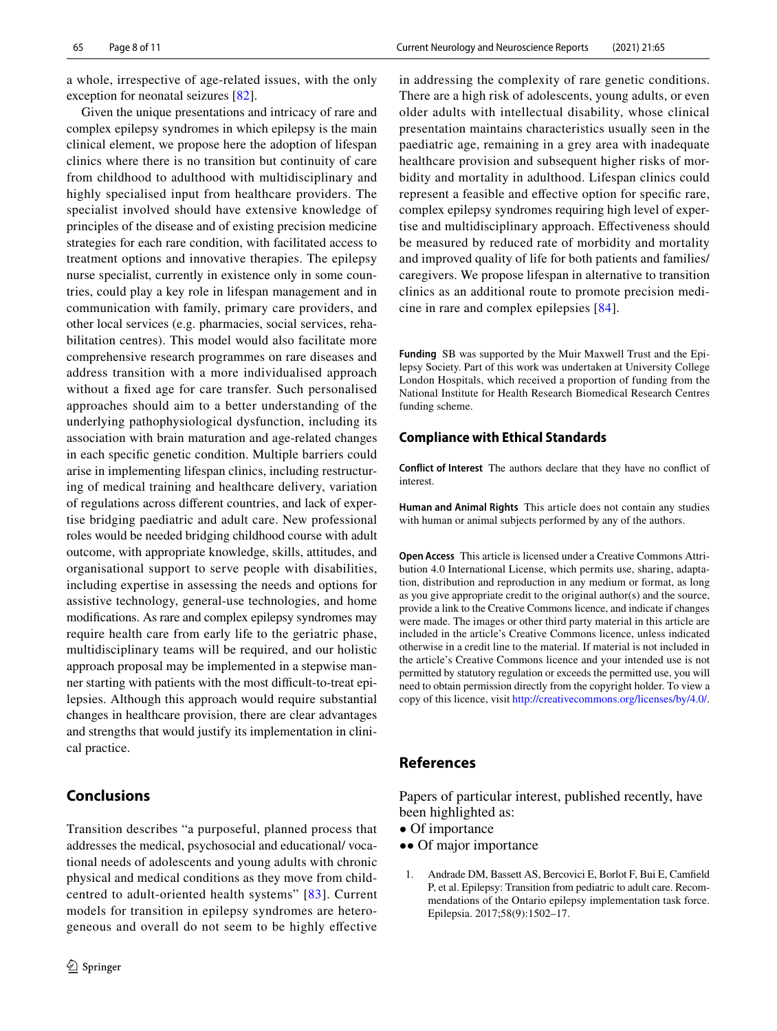a whole, irrespective of age-related issues, with the only exception for neonatal seizures [82].

Given the unique presentations and intricacy of rare and complex epilepsy syndromes in which epilepsy is the main clinical element, we propose here the adoption of lifespan clinics where there is no transition but continuity of care from childhood to adulthood with multidisciplinary and highly specialised input from healthcare providers. The specialist involved should have extensive knowledge of principles of the disease and of existing precision medicine strategies for each rare condition, with facilitated access to treatment options and innovative therapies. The epilepsy nurse specialist, currently in existence only in some countries, could play a key role in lifespan management and in communication with family, primary care providers, and other local services (e.g. pharmacies, social services, rehabilitation centres). This model would also facilitate more comprehensive research programmes on rare diseases and address transition with a more individualised approach without a fixed age for care transfer. Such personalised approaches should aim to a better understanding of the underlying pathophysiological dysfunction, including its association with brain maturation and age-related changes in each specific genetic condition. Multiple barriers could arise in implementing lifespan clinics, including restructuring of medical training and healthcare delivery, variation of regulations across different countries, and lack of expertise bridging paediatric and adult care. New professional roles would be needed bridging childhood course with adult outcome, with appropriate knowledge, skills, attitudes, and organisational support to serve people with disabilities, including expertise in assessing the needs and options for assistive technology, general-use technologies, and home modifications. As rare and complex epilepsy syndromes may require health care from early life to the geriatric phase, multidisciplinary teams will be required, and our holistic approach proposal may be implemented in a stepwise manner starting with patients with the most difficult-to-treat epilepsies. Although this approach would require substantial changes in healthcare provision, there are clear advantages and strengths that would justify its implementation in clinical practice.

## Conclusions

Transition describes "a purposeful, planned process that addresses the medical, psychosocial and educational/ vocational needs of adolescents and young adults with chronic physical and medical conditions as they move from child-centred to adult-oriented health systems" [83]. Current models for transition in epilepsy syndromes are heterogeneous and overall do not seem to be highly effective in addressing the complexity of rare genetic conditions. There are a high risk of adolescents, young adults, or even older adults with intellectual disability, whose clinical presentation maintains characteristics usually seen in the paediatric age, remaining in a grey area with inadequate healthcare provision and subsequent higher risks of morbidity and mortality in adulthood. Lifespan clinics could represent a feasible and effective option for specific rare, complex epilepsy syndromes requiring high level of expertise and multidisciplinary approach. Effectiveness should be measured by reduced rate of morbidity and mortality and improved quality of life for both patients and families/ caregivers. We propose lifespan in alternative to transition clinics as an additional route to promote precision medicine in rare and complex epilepsies [84].

**Funding** SB was supported by the Muir Maxwell Trust and the Epilepsy Society. Part of this work was undertaken at University College London Hospitals, which received a proportion of funding from the National Institute for Health Research Biomedical Research Centres funding scheme.

### Compliance with Ethical Standards

**Conflict of Interest** The authors declare that they have no conflict of interest.

**Human and Animal Rights** This article does not contain any studies with human or animal subjects performed by any of the authors.

**Open Access** This article is licensed under a Creative Commons Attribution 4.0 International License, which permits use, sharing, adaptation, distribution and reproduction in any medium or format, as long as you give appropriate credit to the original author(s) and the source, provide a link to the Creative Commons licence, and indicate if changes were made. The images or other third party material in this article are included in the article's Creative Commons licence, unless indicated otherwise in a credit line to the material. If material is not included in the article's Creative Commons licence and your intended use is not permitted by statutory regulation or exceeds the permitted use, you will need to obtain permission directly from the copyright holder. To view a copy of this licence, visit http://creativecommons.org/licenses/by/4.0/.

## References

Papers of particular interest, published recently, have been highlighted as:
- • Of importance
- •• Of major importance

1. Andrade DM, Bassett AS, Bercovici E, Borlot F, Bui E, Camfield P, et al. Epilepsy: Transition from pediatric to adult care. Recommendations of the Ontario epilepsy implementation task force. Epilepsia. 2017;58(9):1502–17.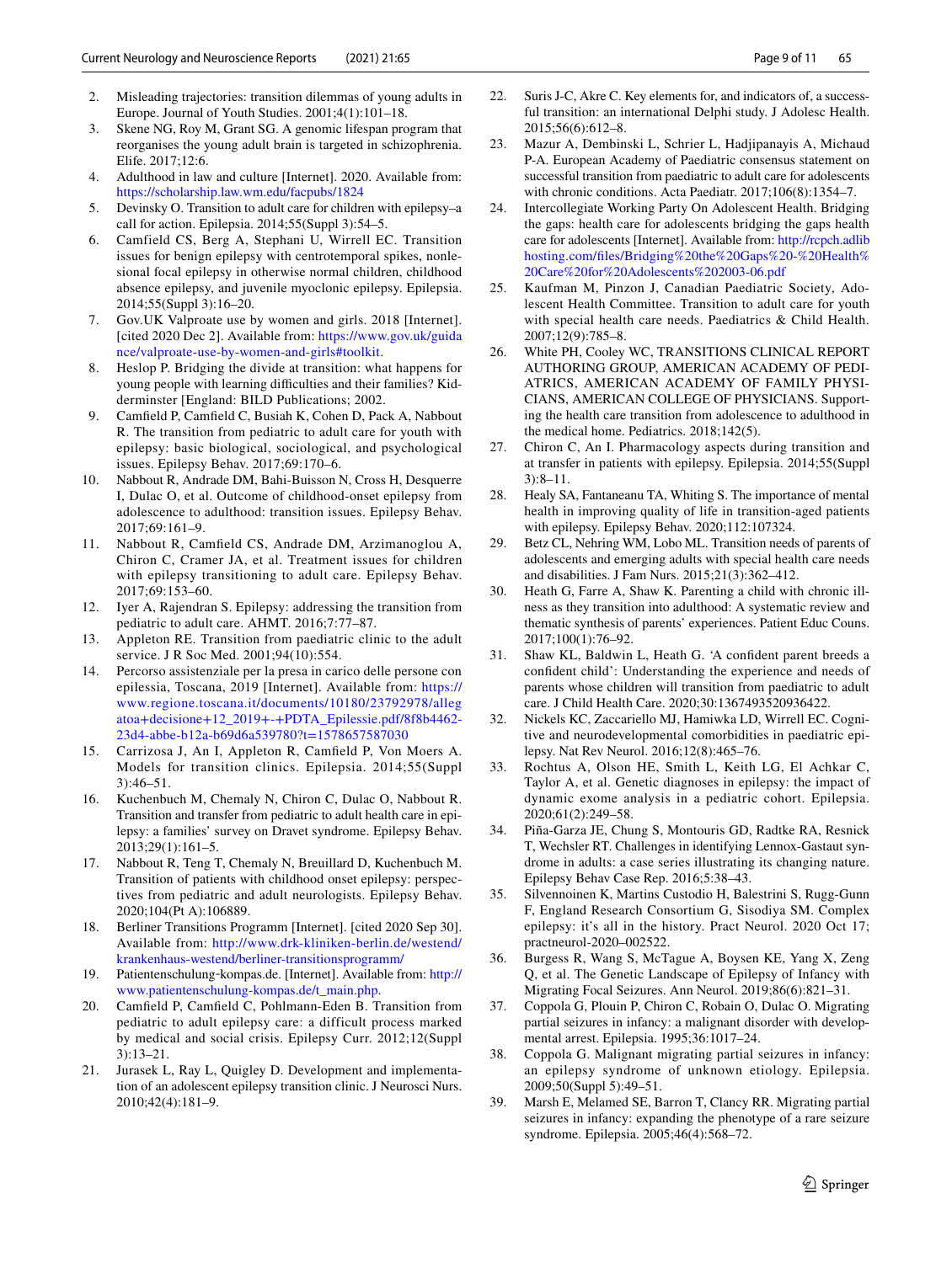2. Misleading trajectories: transition dilemmas of young adults in Europe. Journal of Youth Studies. 2001;4(1):101–18.
3. Skene NG, Roy M, Grant SG. A genomic lifespan program that reorganises the young adult brain is targeted in schizophrenia. Elife. 2017;12:6.
4. Adulthood in law and culture [Internet]. 2020. Available from: https://scholarship.law.wm.edu/facpubs/1824
5. Devinsky O. Transition to adult care for children with epilepsy–a call for action. Epilepsia. 2014;55(Suppl 3):54–5.
6. Camfield CS, Berg A, Stephani U, Wirrell EC. Transition issues for benign epilepsy with centrotemporal spikes, nonlesional focal epilepsy in otherwise normal children, childhood absence epilepsy, and juvenile myoclonic epilepsy. Epilepsia. 2014;55(Suppl 3):16–20.
7. Gov.UK Valproate use by women and girls. 2018 [Internet]. [cited 2020 Dec 2]. Available from: https://www.gov.uk/guidance/valproate-use-by-women-and-girls#toolkit.
8. Heslop P. Bridging the divide at transition: what happens for young people with learning difficulties and their families? Kidderminster [England: BILD Publications; 2002.
9. Camfield P, Camfield C, Busiah K, Cohen D, Pack A, Nabbout R. The transition from pediatric to adult care for youth with epilepsy: basic biological, sociological, and psychological issues. Epilepsy Behav. 2017;69:170–6.
10. Nabbout R, Andrade DM, Bahi-Buisson N, Cross H, Desquerre I, Dulac O, et al. Outcome of childhood-onset epilepsy from adolescence to adulthood: transition issues. Epilepsy Behav. 2017;69:161–9.
11. Nabbout R, Camfield CS, Andrade DM, Arzimanoglou A, Chiron C, Cramer JA, et al. Treatment issues for children with epilepsy transitioning to adult care. Epilepsy Behav. 2017;69:153–60.
12. Iyer A, Rajendran S. Epilepsy: addressing the transition from pediatric to adult care. AHMT. 2016;7:77–87.
13. Appleton RE. Transition from paediatric clinic to the adult service. J R Soc Med. 2001;94(10):554.
14. Percorso assistenziale per la presa in carico delle persone con epilessia, Toscana, 2019 [Internet]. Available from: https://www.regione.toscana.it/documents/10180/23792978/allegatoa+decisione+12_2019+-+PDTA_Epilessie.pdf/8f8b4462-23d4-abbe-b12a-b69d6a539780?t=1578657587030
15. Carrizosa J, An I, Appleton R, Camfield P, Von Moers A. Models for transition clinics. Epilepsia. 2014;55(Suppl 3):46–51.
16. Kuchenbuch M, Chemaly N, Chiron C, Dulac O, Nabbout R. Transition and transfer from pediatric to adult health care in epilepsy: a families' survey on Dravet syndrome. Epilepsy Behav. 2013;29(1):161–5.
17. Nabbout R, Teng T, Chemaly N, Breuillard D, Kuchenbuch M. Transition of patients with childhood onset epilepsy: perspectives from pediatric and adult neurologists. Epilepsy Behav. 2020;104(Pt A):106889.
18. Berliner Transitions Programm [Internet]. [cited 2020 Sep 30]. Available from: http://www.drk-kliniken-berlin.de/westend/krankenhaus-westend/berliner-transitionsprogramm/
19. Patientenschulung-kompas.de. [Internet]. Available from: http://www.patientenschulung-kompas.de/t_main.php.
20. Camfield P, Camfield C, Pohlmann-Eden B. Transition from pediatric to adult epilepsy care: a difficult process marked by medical and social crisis. Epilepsy Curr. 2012;12(Suppl 3):13–21.
21. Jurasek L, Ray L, Quigley D. Development and implementation of an adolescent epilepsy transition clinic. J Neurosci Nurs. 2010;42(4):181–9.
22. Suris J-C, Akre C. Key elements for, and indicators of, a successful transition: an international Delphi study. J Adolesc Health. 2015;56(6):612–8.
23. Mazur A, Dembinski L, Schrier L, Hadjipanayis A, Michaud P-A. European Academy of Paediatric consensus statement on successful transition from paediatric to adult care for adolescents with chronic conditions. Acta Paediatr. 2017;106(8):1354–7.
24. Intercollegiate Working Party On Adolescent Health. Bridging the gaps: health care for adolescents bridging the gaps health care for adolescents [Internet]. Available from: http://rcpch.adlibhosting.com/files/Bridging%20the%20Gaps%20-%20Health%20Care%20for%20Adolescents%202003-06.pdf
25. Kaufman M, Pinzon J, Canadian Paediatric Society, Adolescent Health Committee. Transition to adult care for youth with special health care needs. Paediatrics & Child Health. 2007;12(9):785–8.
26. White PH, Cooley WC, TRANSITIONS CLINICAL REPORT AUTHORING GROUP, AMERICAN ACADEMY OF PEDIATRICS, AMERICAN ACADEMY OF FAMILY PHYSICIANS, AMERICAN COLLEGE OF PHYSICIANS. Supporting the health care transition from adolescence to adulthood in the medical home. Pediatrics. 2018;142(5).
27. Chiron C, An I. Pharmacology aspects during transition and at transfer in patients with epilepsy. Epilepsia. 2014;55(Suppl 3):8–11.
28. Healy SA, Fantaneanu TA, Whiting S. The importance of mental health in improving quality of life in transition-aged patients with epilepsy. Epilepsy Behav. 2020;112:107324.
29. Betz CL, Nehring WM, Lobo ML. Transition needs of parents of adolescents and emerging adults with special health care needs and disabilities. J Fam Nurs. 2015;21(3):362–412.
30. Heath G, Farre A, Shaw K. Parenting a child with chronic illness as they transition into adulthood: A systematic review and thematic synthesis of parents' experiences. Patient Educ Couns. 2017;100(1):76–92.
31. Shaw KL, Baldwin L, Heath G. 'A confident parent breeds a confident child': Understanding the experience and needs of parents whose children will transition from paediatric to adult care. J Child Health Care. 2020;30:1367493520936422.
32. Nickels KC, Zaccariello MJ, Hamiwka LD, Wirrell EC. Cognitive and neurodevelopmental comorbidities in paediatric epilepsy. Nat Rev Neurol. 2016;12(8):465–76.
33. Rochtus A, Olson HE, Smith L, Keith LG, El Achkar C, Taylor A, et al. Genetic diagnoses in epilepsy: the impact of dynamic exome analysis in a pediatric cohort. Epilepsia. 2020;61(2):249–58.
34. Piña-Garza JE, Chung S, Montouris GD, Radtke RA, Resnick T, Wechsler RT. Challenges in identifying Lennox-Gastaut syndrome in adults: a case series illustrating its changing nature. Epilepsy Behav Case Rep. 2016;5:38–43.
35. Silvennoinen K, Martins Custodio H, Balestrini S, Rugg-Gunn F, England Research Consortium G, Sisodiya SM. Complex epilepsy: it's all in the history. Pract Neurol. 2020 Oct 17; practneurol-2020–002522.
36. Burgess R, Wang S, McTague A, Boysen KE, Yang X, Zeng Q, et al. The Genetic Landscape of Epilepsy of Infancy with Migrating Focal Seizures. Ann Neurol. 2019;86(6):821–31.
37. Coppola G, Plouin P, Chiron C, Robain O, Dulac O. Migrating partial seizures in infancy: a malignant disorder with developmental arrest. Epilepsia. 1995;36:1017–24.
38. Coppola G. Malignant migrating partial seizures in infancy: an epilepsy syndrome of unknown etiology. Epilepsia. 2009;50(Suppl 5):49–51.
39. Marsh E, Melamed SE, Barron T, Clancy RR. Migrating partial seizures in infancy: expanding the phenotype of a rare seizure syndrome. Epilepsia. 2005;46(4):568–72.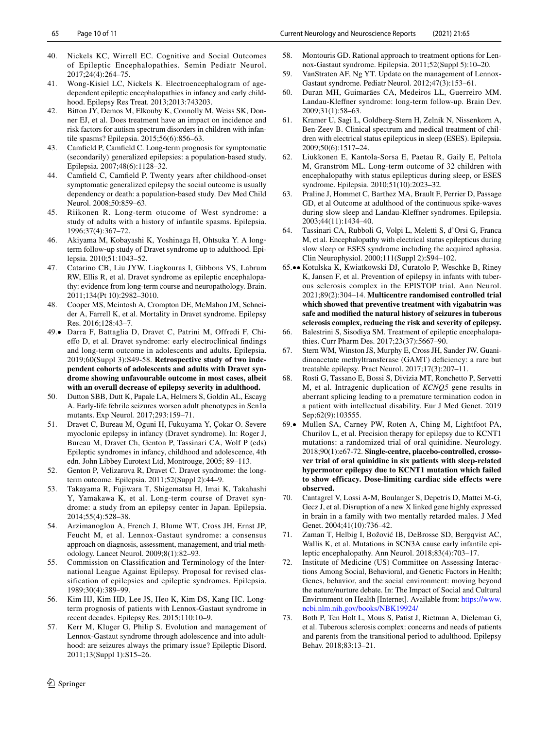40. Nickels KC, Wirrell EC. Cognitive and Social Outcomes of Epileptic Encephalopathies. Semin Pediatr Neurol. 2017;24(4):264–75.
41. Wong-Kisiel LC, Nickels K. Electroencephalogram of age-dependent epileptic encephalopathies in infancy and early childhood. Epilepsy Res Treat. 2013;2013:743203.
42. Bitton JY, Demos M, Elkouby K, Connolly M, Weiss SK, Donner EJ, et al. Does treatment have an impact on incidence and risk factors for autism spectrum disorders in children with infantile spasms? Epilepsia. 2015;56(6):856–63.
43. Camfield P, Camfield C. Long-term prognosis for symptomatic (secondarily) generalized epilepsies: a population-based study. Epilepsia. 2007;48(6):1128–32.
44. Camfield C, Camfield P. Twenty years after childhood-onset symptomatic generalized epilepsy the social outcome is usually dependency or death: a population-based study. Dev Med Child Neurol. 2008;50:859–63.
45. Riikonen R. Long-term otucome of West syndrome: a study of adults with a history of infantile spasms. Epilepsia. 1996;37(4):367–72.
46. Akiyama M, Kobayashi K, Yoshinaga H, Ohtsuka Y. A long-term follow-up study of Dravet syndrome up to adulthood. Epilepsia. 2010;51:1043–52.
47. Catarino CB, Liu JYW, Liagkouras I, Gibbons VS, Labrum RW, Ellis R, et al. Dravet syndrome as epileptic encephalopathy: evidence from long-term course and neuropathology. Brain. 2011;134(Pt 10):2982–3010.
48. Cooper MS, Mcintosh A, Crompton DE, McMahon JM, Schneider A, Farrell K, et al. Mortality in Dravet syndrome. Epilepsy Res. 2016;128:43–7.
49.• Darra F, Battaglia D, Dravet C, Patrini M, Offredi F, Chieffo D, et al. Dravet syndrome: early electroclinical findings and long-term outcome in adolescents and adults. Epilepsia. 2019;60(Suppl 3):S49-58. **Retrospective study of two independent cohorts of adolescents and adults with Dravet syndrome showing unfavourable outcome in most cases, albeit with an overall decrease of epilepsy severity in adulthood.**
50. Dutton SBB, Dutt K, Papale LA, Helmers S, Goldin AL, Escayg A. Early-life febrile seizures worsen adult phenotypes in Scn1a mutants. Exp Neurol. 2017;293:159–71.
51. Dravet C, Bureau M, Oguni H, Fukuyama Y, Çokar O. Severe myoclonic epilepsy in infancy (Dravet syndrome). In: Roger J, Bureau M, Dravet Ch, Genton P, Tassinari CA, Wolf P (eds) Epileptic syndromes in infancy, childhood and adolescence, 4th edn. John Libbey Eurotext Ltd, Montrouge, 2005; 89–113.
52. Genton P, Velizarova R, Dravet C. Dravet syndrome: the long-term outcome. Epilepsia. 2011;52(Suppl 2):44–9.
53. Takayama R, Fujiwara T, Shigematsu H, Imai K, Takahashi Y, Yamakawa K, et al. Long-term course of Dravet syndrome: a study from an epilepsy center in Japan. Epilepsia. 2014;55(4):528–38.
54. Arzimanoglou A, French J, Blume WT, Cross JH, Ernst JP, Feucht M, et al. Lennox-Gastaut syndrome: a consensus approach on diagnosis, assessment, management, and trial methodology. Lancet Neurol. 2009;8(1):82–93.
55. Commission on Classification and Terminology of the International League Against Epilepsy. Proposal for revised classification of epilepsies and epileptic syndromes. Epilepsia. 1989;30(4):389–99.
56. Kim HJ, Kim HD, Lee JS, Heo K, Kim DS, Kang HC. Long-term prognosis of patients with Lennox-Gastaut syndrome in recent decades. Epilepsy Res. 2015;110:10–9.
57. Kerr M, Kluger G, Philip S. Evolution and management of Lennox-Gastaut syndrome through adolescence and into adulthood: are seizures always the primary issue? Epileptic Disord. 2011;13(Suppl 1):S15–26.
58. Montouris GD. Rational approach to treatment options for Lennox-Gastaut syndrome. Epilepsia. 2011;52(Suppl 5):10–20.
59. VanStraten AF, Ng YT. Update on the management of Lennox-Gastaut syndrome. Pediatr Neurol. 2012;47(3):153–61.
60. Duran MH, Guimarães CA, Medeiros LL, Guerreiro MM. Landau-Kleffner syndrome: long-term follow-up. Brain Dev. 2009;31(1):58–63.
61. Kramer U, Sagi L, Goldberg-Stern H, Zelnik N, Nissenkorn A, Ben-Zeev B. Clinical spectrum and medical treatment of children with electrical status epilepticus in sleep (ESES). Epilepsia. 2009;50(6):1517–24.
62. Liukkonen E, Kantola-Sorsa E, Paetau R, Gaily E, Peltola M, Granström ML. Long-term outcome of 32 children with encephalopathy with status epilepticus during sleep, or ESES syndrome. Epilepsia. 2010;51(10):2023–32.
63. Praline J, Hommet C, Barthez MA, Brault F, Perrier D, Passage GD, et al Outcome at adulthood of the continuous spike-waves during slow sleep and Landau-Kleffner syndromes. Epilepsia. 2003;44(11):1434–40.
64. Tassinari CA, Rubboli G, Volpi L, Meletti S, d'Orsi G, Franca M, et al. Encephalopathy with electrical status epilepticus during slow sleep or ESES syndrome including the acquired aphasia. Clin Neurophysiol. 2000;111(Suppl 2):S94–102.
65.•• Kotulska K, Kwiatkowski DJ, Curatolo P, Weschke B, Riney K, Jansen F, et al. Prevention of epilepsy in infants with tuberous sclerosis complex in the EPISTOP trial. Ann Neurol. 2021;89(2):304–14. **Multicentre randomised controlled trial which showed that preventive treatment with vigabatrin was safe and modified the natural history of seizures in tuberous sclerosis complex, reducing the risk and severity of epilepsy.**
66. Balestrini S, Sisodiya SM. Treatment of epileptic encephalopathies. Curr Pharm Des. 2017;23(37):5667–90.
67. Stern WM, Winston JS, Murphy E, Cross JH, Sander JW. Guanidinoacetate methyltransferase (GAMT) deficiency: a rare but treatable epilepsy. Pract Neurol. 2017;17(3):207–11.
68. Rosti G, Tassano E, Bossi S, Divizia MT, Ronchetto P, Servetti M, et al. Intragenic duplication of *KCNQ5* gene results in aberrant splicing leading to a premature termination codon in a patient with intellectual disability. Eur J Med Genet. 2019 Sep;62(9):103555.
69.• Mullen SA, Carney PW, Roten A, Ching M, Lightfoot PA, Churilov L, et al. Precision therapy for epilepsy due to KCNT1 mutations: a randomized trial of oral quinidine. Neurology. 2018;90(1):e67-72. **Single-centre, placebo-controlled, crossover trial of oral quinidine in six patients with sleep-related hypermotor epilepsy due to KCNT1 mutation which failed to show efficacy. Dose-limiting cardiac side effects were observed.**
70. Cantagrel V, Lossi A-M, Boulanger S, Depetris D, Mattei M-G, Gecz J, et al. Disruption of a new X linked gene highly expressed in brain in a family with two mentally retarded males. J Med Genet. 2004;41(10):736–42.
71. Zaman T, Helbig I, Božović IB, DeBrosse SD, Bergqvist AC, Wallis K, et al. Mutations in SCN3A cause early infantile epileptic encephalopathy. Ann Neurol. 2018;83(4):703–17.
72. Institute of Medicine (US) Committee on Assessing Interactions Among Social, Behavioral, and Genetic Factors in Health; Genes, behavior, and the social environment: moving beyond the nature/nurture debate. In: The Impact of Social and Cultural Environment on Health [Internet]. Available from: https://www.ncbi.nlm.nih.gov/books/NBK19924/
73. Both P, Ten Holt L, Mous S, Patist J, Rietman A, Dieleman G, et al. Tuberous sclerosis complex: concerns and needs of patients and parents from the transitional period to adulthood. Epilepsy Behav. 2018;83:13–21.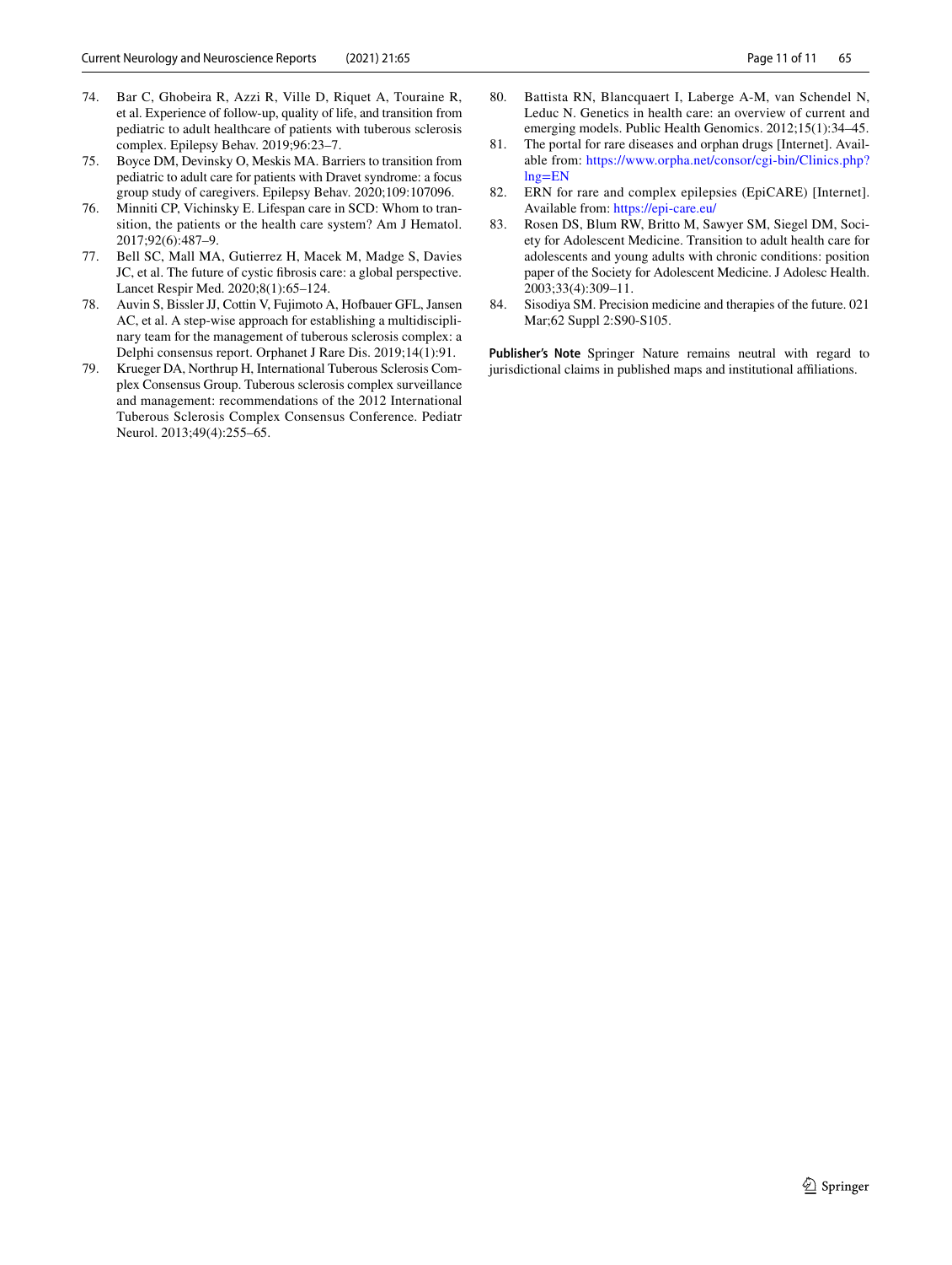74. Bar C, Ghobeira R, Azzi R, Ville D, Riquet A, Touraine R, et al. Experience of follow-up, quality of life, and transition from pediatric to adult healthcare of patients with tuberous sclerosis complex. Epilepsy Behav. 2019;96:23–7.
75. Boyce DM, Devinsky O, Meskis MA. Barriers to transition from pediatric to adult care for patients with Dravet syndrome: a focus group study of caregivers. Epilepsy Behav. 2020;109:107096.
76. Minniti CP, Vichinsky E. Lifespan care in SCD: Whom to transition, the patients or the health care system? Am J Hematol. 2017;92(6):487–9.
77. Bell SC, Mall MA, Gutierrez H, Macek M, Madge S, Davies JC, et al. The future of cystic fibrosis care: a global perspective. Lancet Respir Med. 2020;8(1):65–124.
78. Auvin S, Bissler JJ, Cottin V, Fujimoto A, Hofbauer GFL, Jansen AC, et al. A step-wise approach for establishing a multidisciplinary team for the management of tuberous sclerosis complex: a Delphi consensus report. Orphanet J Rare Dis. 2019;14(1):91.
79. Krueger DA, Northrup H, International Tuberous Sclerosis Complex Consensus Group. Tuberous sclerosis complex surveillance and management: recommendations of the 2012 International Tuberous Sclerosis Complex Consensus Conference. Pediatr Neurol. 2013;49(4):255–65.
80. Battista RN, Blancquaert I, Laberge A-M, van Schendel N, Leduc N. Genetics in health care: an overview of current and emerging models. Public Health Genomics. 2012;15(1):34–45.
81. The portal for rare diseases and orphan drugs [Internet]. Available from: https://www.orpha.net/consor/cgi-bin/Clinics.php?lng=EN
82. ERN for rare and complex epilepsies (EpiCARE) [Internet]. Available from: https://epi-care.eu/
83. Rosen DS, Blum RW, Britto M, Sawyer SM, Siegel DM, Society for Adolescent Medicine. Transition to adult health care for adolescents and young adults with chronic conditions: position paper of the Society for Adolescent Medicine. J Adolesc Health. 2003;33(4):309–11.
84. Sisodiya SM. Precision medicine and therapies of the future. 021 Mar;62 Suppl 2:S90-S105.

**Publisher's Note** Springer Nature remains neutral with regard to jurisdictional claims in published maps and institutional affiliations.